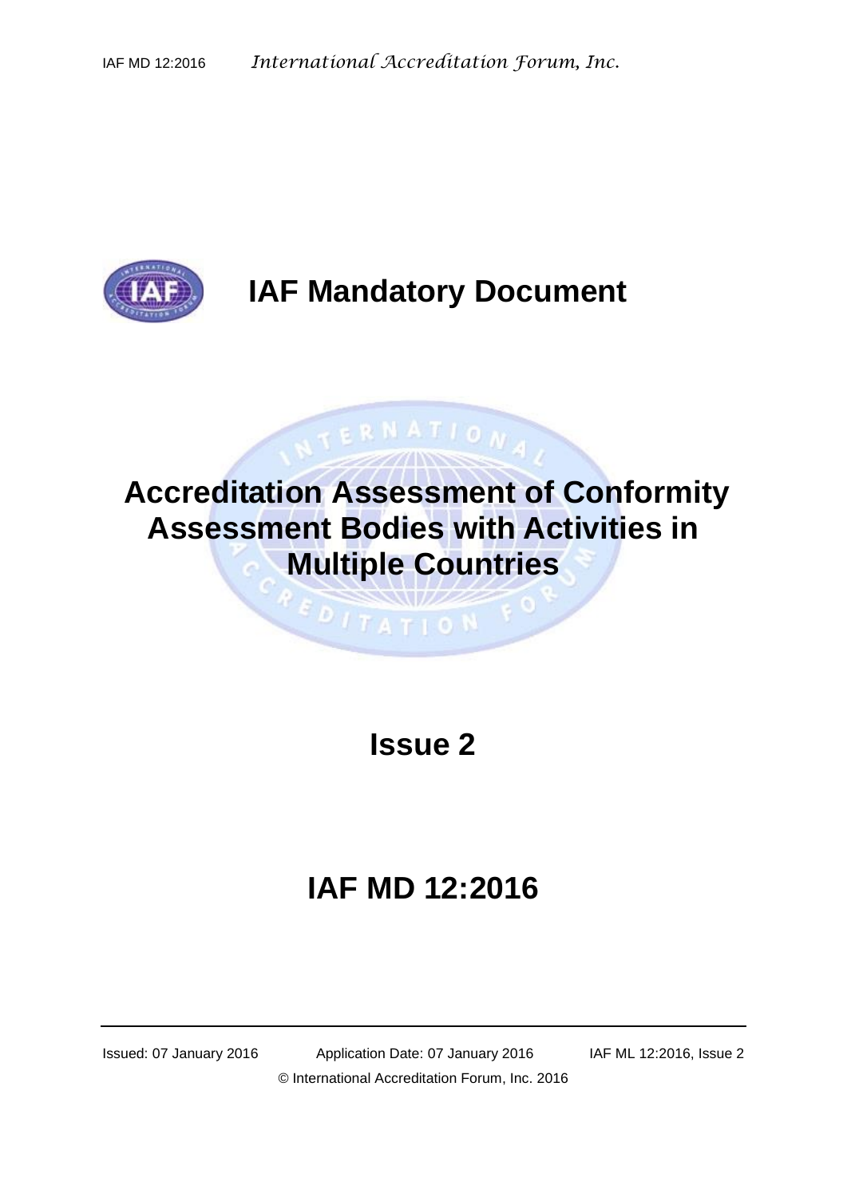# IAF Mandatory Document

# Accreditation Assessment of Conformity Assessment Bodies with Activities in Multiple Countries

## Issue 2

# IAF MD 12:2016

Issued: 07 January 2016 Application Date: 07 January 2016 IAF ML 12:2016, Issue 2

© International Accreditation Forum, Inc. 2016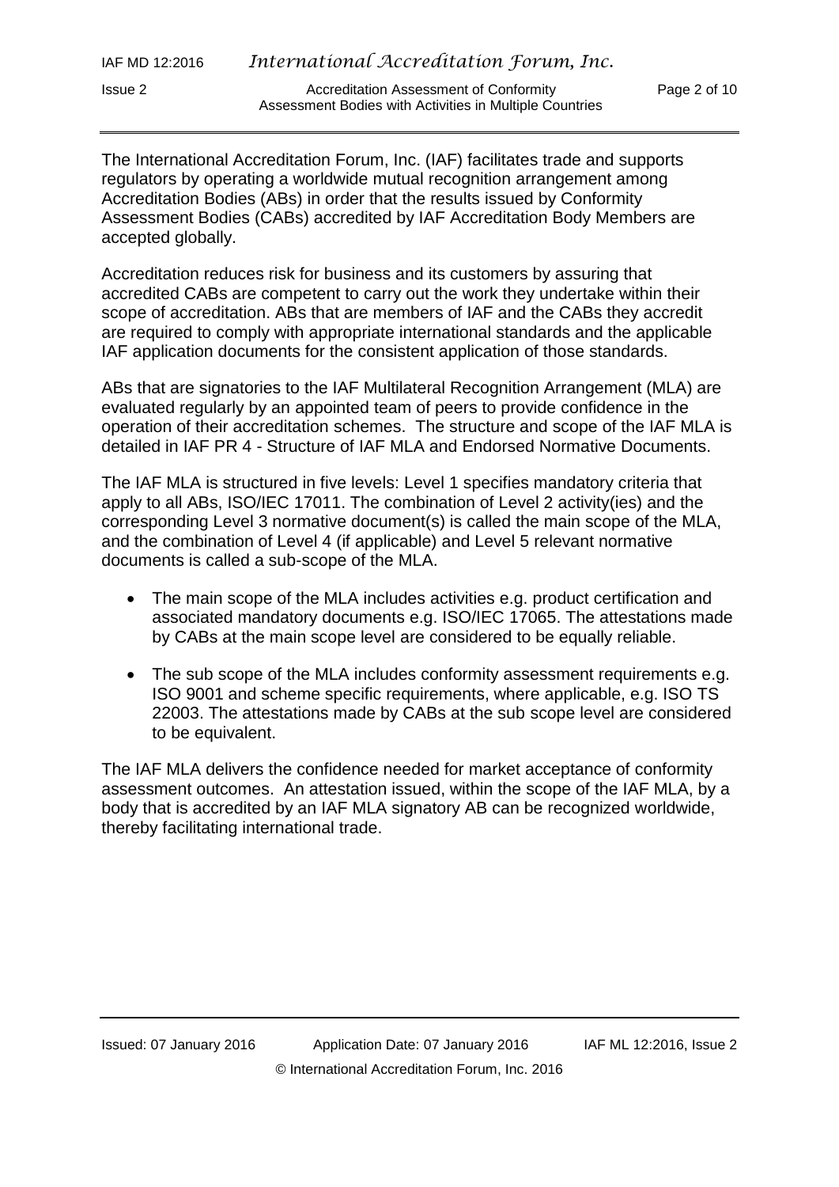The International Accreditation Forum, Inc. (IAF) facilitates trade and supports regulators by operating a worldwide mutual recognition arrangement among Accreditation Bodies (ABs) in order that the results issued by Conformity Assessment Bodies (CABs) accredited by IAF Accreditation Body Members are accepted globally.

Accreditation reduces risk for business and its customers by assuring that accredited CABs are competent to carry out the work they undertake within their scope of accreditation. ABs that are members of IAF and the CABs they accredit are required to comply with appropriate international standards and the applicable IAF application documents for the consistent application of those standards.

ABs that are signatories to the IAF Multilateral Recognition Arrangement (MLA) are evaluated regularly by an appointed team of peers to provide confidence in the operation of their accreditation schemes. The structure and scope of the IAF MLA is detailed in IAF PR 4 - Structure of IAF MLA and Endorsed Normative Documents.

The IAF MLA is structured in five levels: Level 1 specifies mandatory criteria that apply to all ABs, ISO/IEC 17011. The combination of Level 2 activity(ies) and the corresponding Level 3 normative document(s) is called the main scope of the MLA, and the combination of Level 4 (if applicable) and Level 5 relevant normative documents is called a sub-scope of the MLA.

- The main scope of the MLA includes activities e.g. product certification and associated mandatory documents e.g. ISO/IEC 17065. The attestations made by CABs at the main scope level are considered to be equally reliable.
- The sub scope of the MLA includes conformity assessment requirements e.g. ISO 9001 and scheme specific requirements, where applicable, e.g. ISO TS 22003. The attestations made by CABs at the sub scope level are considered to be equivalent.

The IAF MLA delivers the confidence needed for market acceptance of conformity assessment outcomes. An attestation issued, within the scope of the IAF MLA, by a body that is accredited by an IAF MLA signatory AB can be recognized worldwide, thereby facilitating international trade.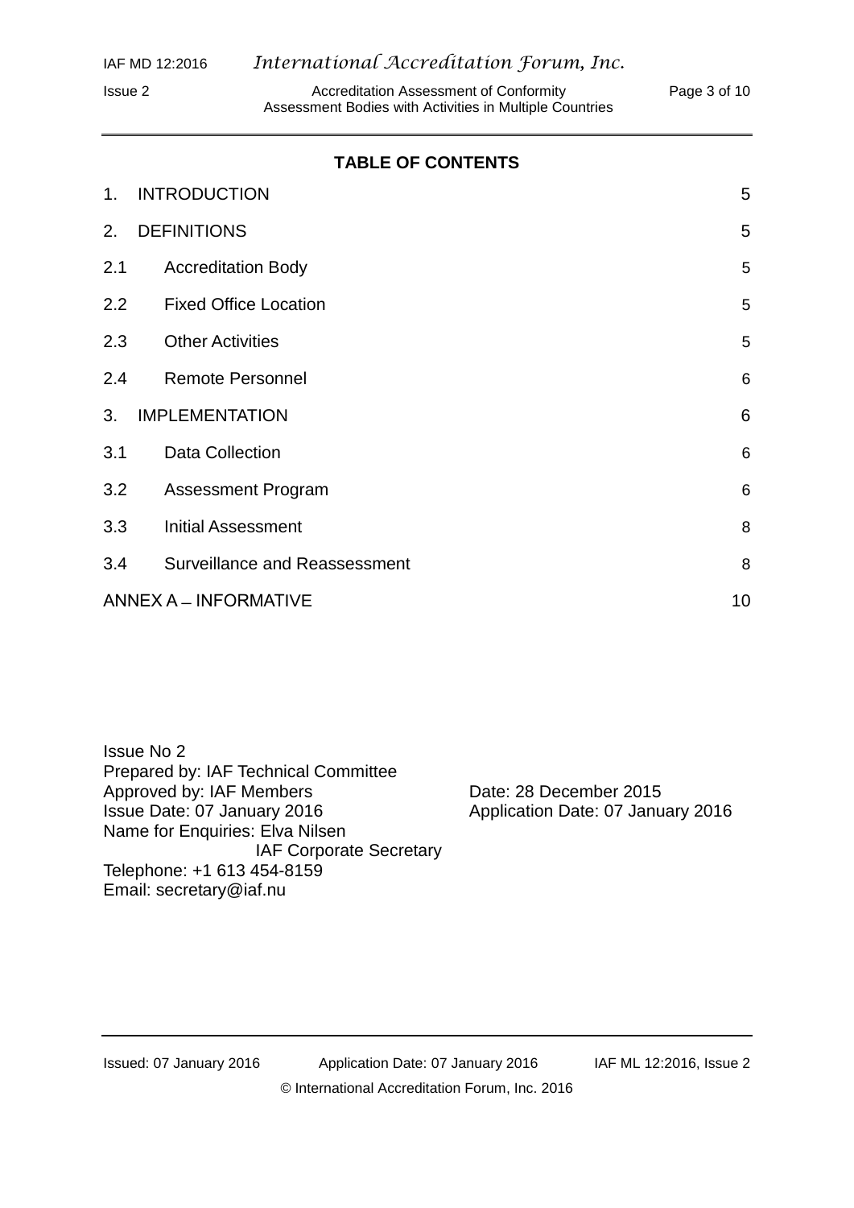## TABLE OF CONTENTS

| | | |
|---|---|---|
| 1. | INTRODUCTION | 5 |
| 2. | DEFINITIONS | 5 |
| 2.1 | Accreditation Body | 5 |
| 2.2 | Fixed Office Location | 5 |
| 2.3 | Other Activities | 5 |
| 2.4 | Remote Personnel | 6 |
| 3. | IMPLEMENTATION | 6 |
| 3.1 | Data Collection | 6 |
| 3.2 | Assessment Program | 6 |
| 3.3 | Initial Assessment | 8 |
| 3.4 | Surveillance and Reassessment | 8 |
| ANNEX A – INFORMATIVE | | 10 |

Issue No 2
Prepared by: IAF Technical Committee
Approved by: IAF Members — Date: 28 December 2015
Issue Date: 07 January 2016 — Application Date: 07 January 2016
Name for Enquiries: Elva Nilsen
IAF Corporate Secretary
Telephone: +1 613 454-8159
Email: secretary@iaf.nu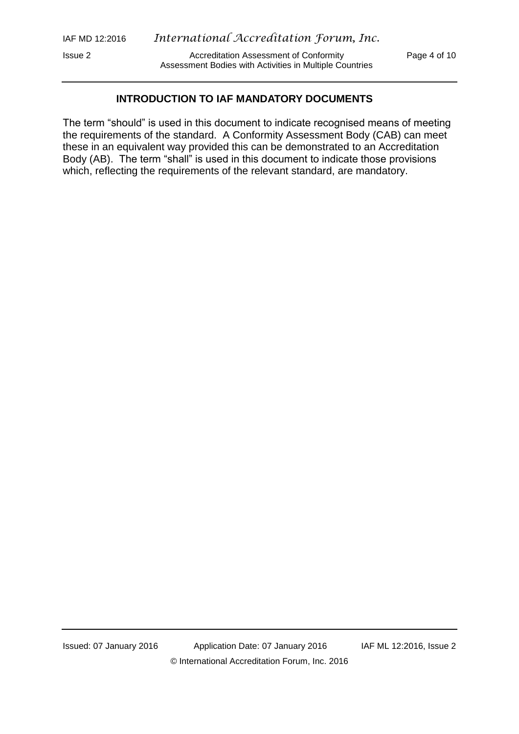## INTRODUCTION TO IAF MANDATORY DOCUMENTS

The term "should" is used in this document to indicate recognised means of meeting the requirements of the standard. A Conformity Assessment Body (CAB) can meet these in an equivalent way provided this can be demonstrated to an Accreditation Body (AB). The term "shall" is used in this document to indicate those provisions which, reflecting the requirements of the relevant standard, are mandatory.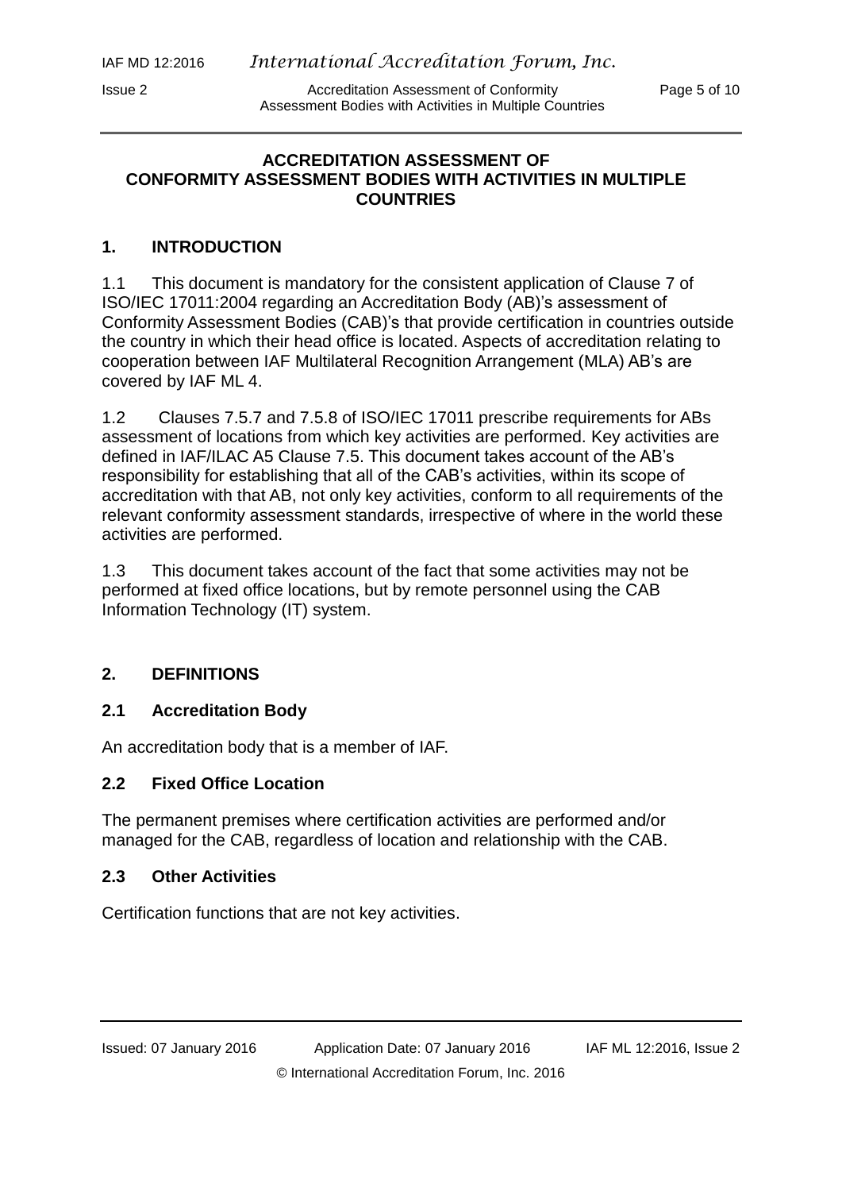# ACCREDITATION ASSESSMENT OF CONFORMITY ASSESSMENT BODIES WITH ACTIVITIES IN MULTIPLE COUNTRIES

## 1. INTRODUCTION

1.1 This document is mandatory for the consistent application of Clause 7 of ISO/IEC 17011:2004 regarding an Accreditation Body (AB)'s assessment of Conformity Assessment Bodies (CAB)'s that provide certification in countries outside the country in which their head office is located. Aspects of accreditation relating to cooperation between IAF Multilateral Recognition Arrangement (MLA) AB's are covered by IAF ML 4.

1.2 Clauses 7.5.7 and 7.5.8 of ISO/IEC 17011 prescribe requirements for ABs assessment of locations from which key activities are performed. Key activities are defined in IAF/ILAC A5 Clause 7.5. This document takes account of the AB's responsibility for establishing that all of the CAB's activities, within its scope of accreditation with that AB, not only key activities, conform to all requirements of the relevant conformity assessment standards, irrespective of where in the world these activities are performed.

1.3 This document takes account of the fact that some activities may not be performed at fixed office locations, but by remote personnel using the CAB Information Technology (IT) system.

## 2. DEFINITIONS

### 2.1 Accreditation Body

An accreditation body that is a member of IAF.

### 2.2 Fixed Office Location

The permanent premises where certification activities are performed and/or managed for the CAB, regardless of location and relationship with the CAB.

### 2.3 Other Activities

Certification functions that are not key activities.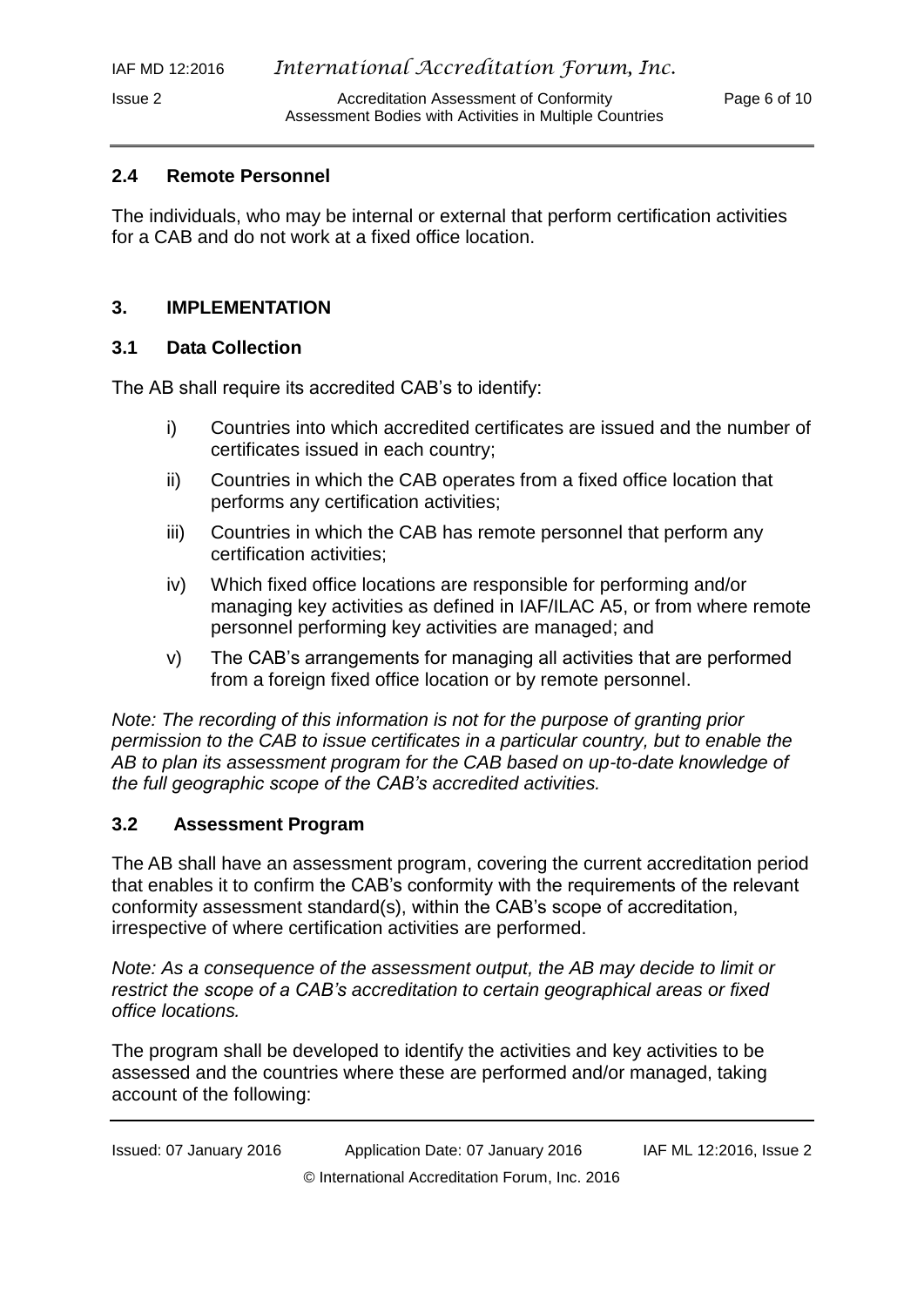## 2.4 Remote Personnel

The individuals, who may be internal or external that perform certification activities for a CAB and do not work at a fixed office location.

## 3. IMPLEMENTATION

### 3.1 Data Collection

The AB shall require its accredited CAB's to identify:

i) Countries into which accredited certificates are issued and the number of certificates issued in each country;

ii) Countries in which the CAB operates from a fixed office location that performs any certification activities;

iii) Countries in which the CAB has remote personnel that perform any certification activities;

iv) Which fixed office locations are responsible for performing and/or managing key activities as defined in IAF/ILAC A5, or from where remote personnel performing key activities are managed; and

v) The CAB's arrangements for managing all activities that are performed from a foreign fixed office location or by remote personnel.

*Note: The recording of this information is not for the purpose of granting prior permission to the CAB to issue certificates in a particular country, but to enable the AB to plan its assessment program for the CAB based on up-to-date knowledge of the full geographic scope of the CAB's accredited activities.*

### 3.2 Assessment Program

The AB shall have an assessment program, covering the current accreditation period that enables it to confirm the CAB's conformity with the requirements of the relevant conformity assessment standard(s), within the CAB's scope of accreditation, irrespective of where certification activities are performed.

*Note: As a consequence of the assessment output, the AB may decide to limit or restrict the scope of a CAB's accreditation to certain geographical areas or fixed office locations.*

The program shall be developed to identify the activities and key activities to be assessed and the countries where these are performed and/or managed, taking account of the following: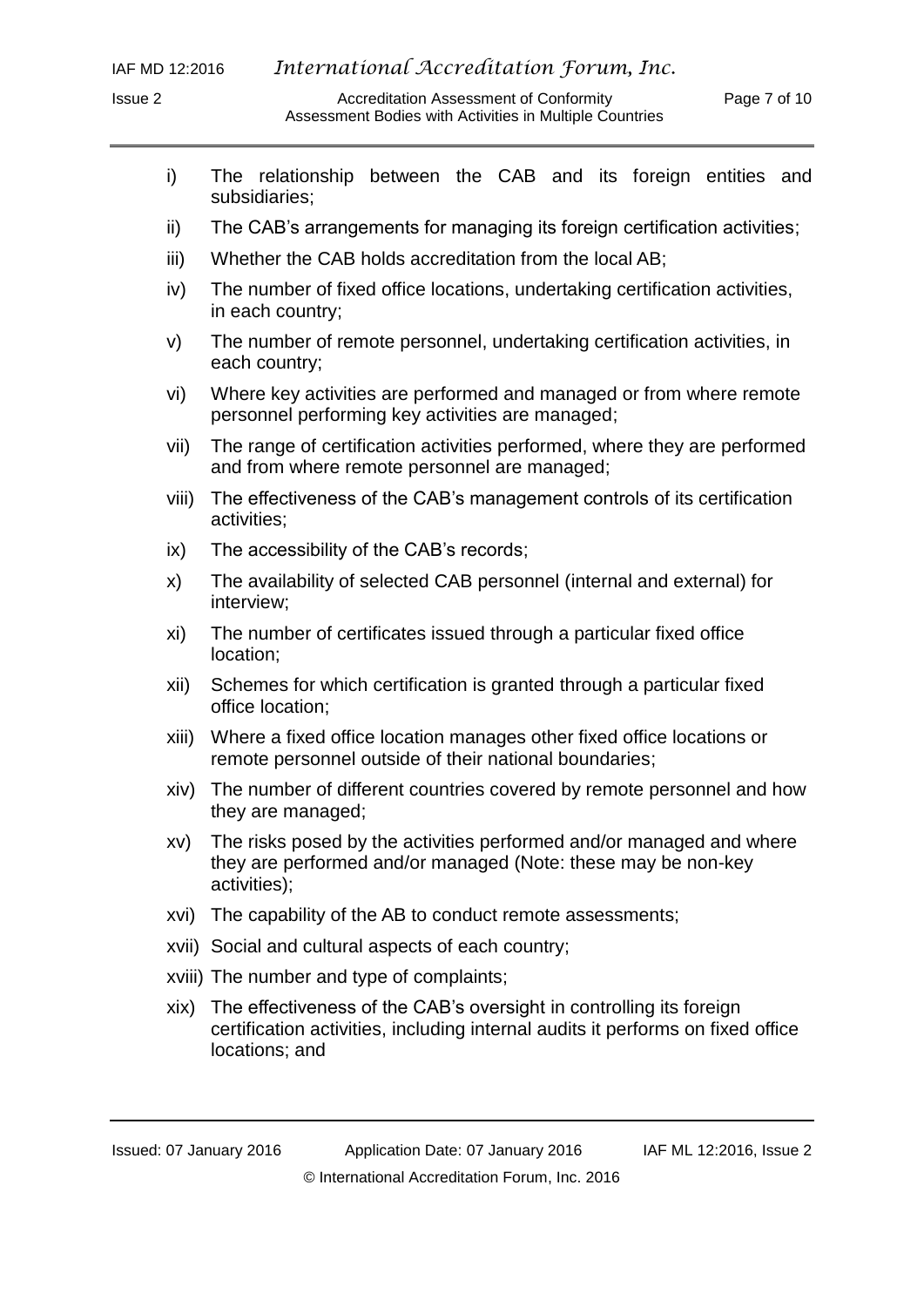i) The relationship between the CAB and its foreign entities and subsidiaries;

ii) The CAB's arrangements for managing its foreign certification activities;

iii) Whether the CAB holds accreditation from the local AB;

iv) The number of fixed office locations, undertaking certification activities, in each country;

v) The number of remote personnel, undertaking certification activities, in each country;

vi) Where key activities are performed and managed or from where remote personnel performing key activities are managed;

vii) The range of certification activities performed, where they are performed and from where remote personnel are managed;

viii) The effectiveness of the CAB's management controls of its certification activities;

ix) The accessibility of the CAB's records;

x) The availability of selected CAB personnel (internal and external) for interview;

xi) The number of certificates issued through a particular fixed office location;

xii) Schemes for which certification is granted through a particular fixed office location;

xiii) Where a fixed office location manages other fixed office locations or remote personnel outside of their national boundaries;

xiv) The number of different countries covered by remote personnel and how they are managed;

xv) The risks posed by the activities performed and/or managed and where they are performed and/or managed (Note: these may be non-key activities);

xvi) The capability of the AB to conduct remote assessments;

xvii) Social and cultural aspects of each country;

xviii) The number and type of complaints;

xix) The effectiveness of the CAB's oversight in controlling its foreign certification activities, including internal audits it performs on fixed office locations; and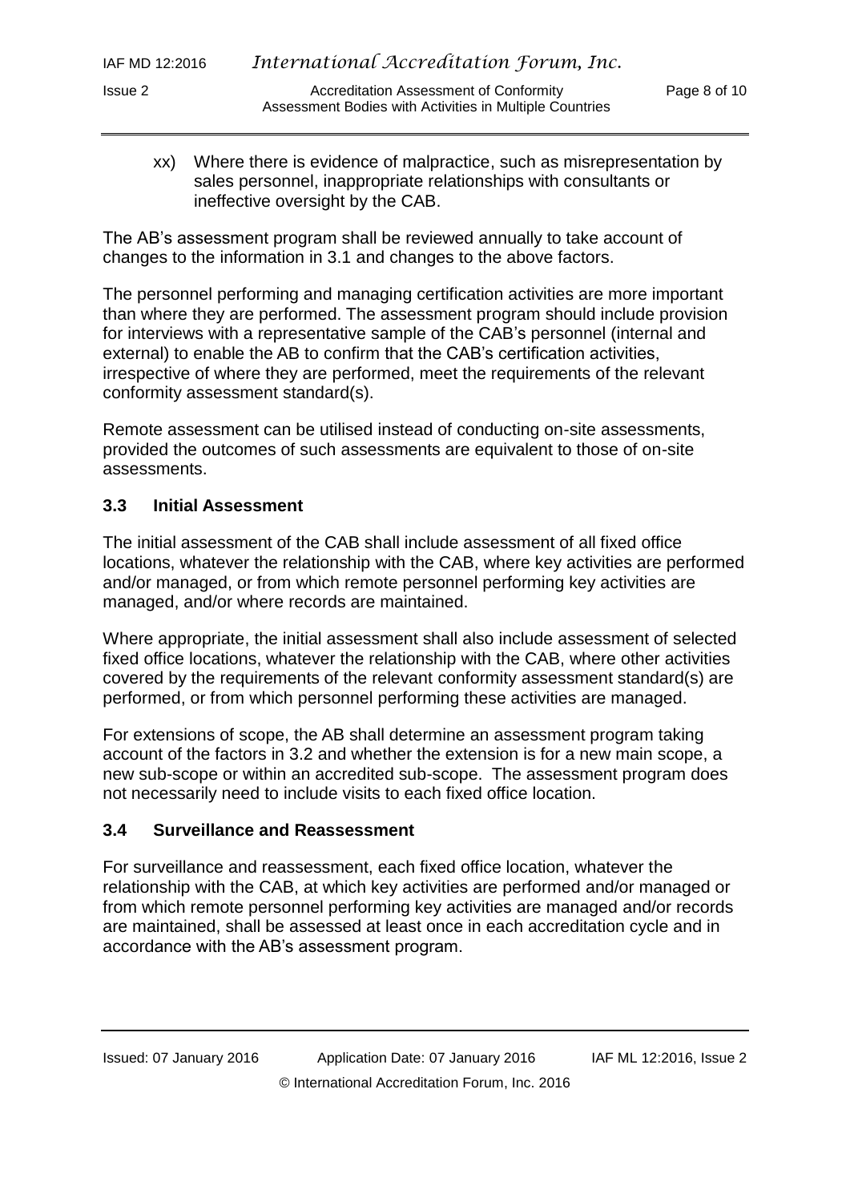xx) Where there is evidence of malpractice, such as misrepresentation by sales personnel, inappropriate relationships with consultants or ineffective oversight by the CAB.

The AB's assessment program shall be reviewed annually to take account of changes to the information in 3.1 and changes to the above factors.

The personnel performing and managing certification activities are more important than where they are performed. The assessment program should include provision for interviews with a representative sample of the CAB's personnel (internal and external) to enable the AB to confirm that the CAB's certification activities, irrespective of where they are performed, meet the requirements of the relevant conformity assessment standard(s).

Remote assessment can be utilised instead of conducting on-site assessments, provided the outcomes of such assessments are equivalent to those of on-site assessments.

## 3.3 Initial Assessment

The initial assessment of the CAB shall include assessment of all fixed office locations, whatever the relationship with the CAB, where key activities are performed and/or managed, or from which remote personnel performing key activities are managed, and/or where records are maintained.

Where appropriate, the initial assessment shall also include assessment of selected fixed office locations, whatever the relationship with the CAB, where other activities covered by the requirements of the relevant conformity assessment standard(s) are performed, or from which personnel performing these activities are managed.

For extensions of scope, the AB shall determine an assessment program taking account of the factors in 3.2 and whether the extension is for a new main scope, a new sub-scope or within an accredited sub-scope. The assessment program does not necessarily need to include visits to each fixed office location.

## 3.4 Surveillance and Reassessment

For surveillance and reassessment, each fixed office location, whatever the relationship with the CAB, at which key activities are performed and/or managed or from which remote personnel performing key activities are managed and/or records are maintained, shall be assessed at least once in each accreditation cycle and in accordance with the AB's assessment program.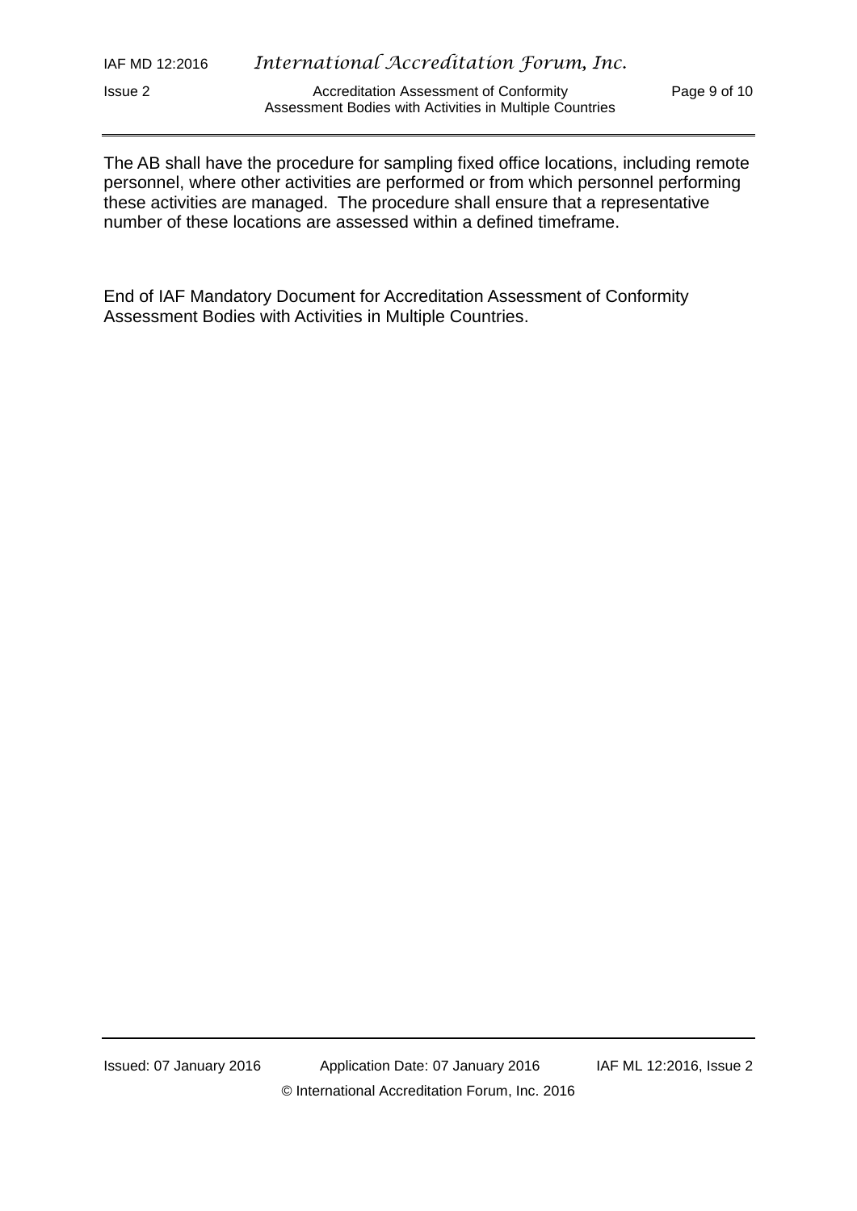The AB shall have the procedure for sampling fixed office locations, including remote personnel, where other activities are performed or from which personnel performing these activities are managed. The procedure shall ensure that a representative number of these locations are assessed within a defined timeframe.

End of IAF Mandatory Document for Accreditation Assessment of Conformity Assessment Bodies with Activities in Multiple Countries.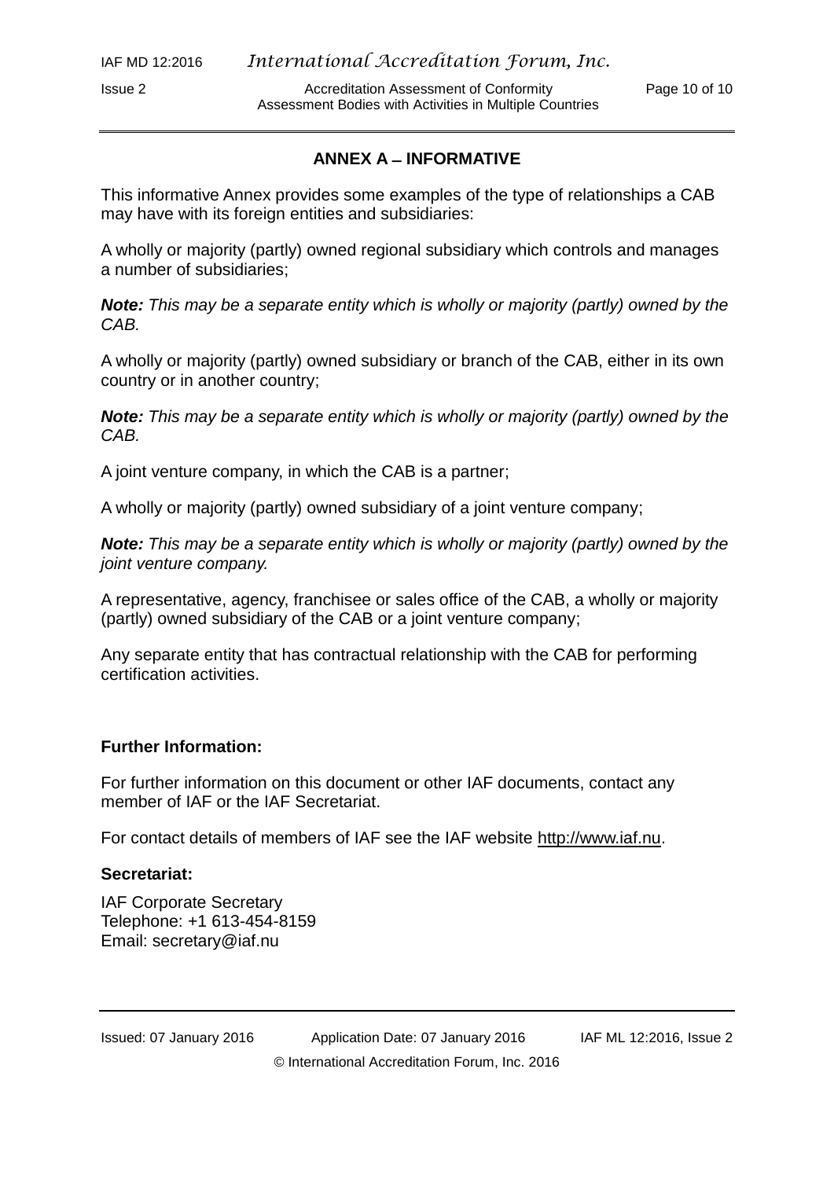## ANNEX A – INFORMATIVE

This informative Annex provides some examples of the type of relationships a CAB may have with its foreign entities and subsidiaries:

A wholly or majority (partly) owned regional subsidiary which controls and manages a number of subsidiaries;

***Note:*** *This may be a separate entity which is wholly or majority (partly) owned by the CAB.*

A wholly or majority (partly) owned subsidiary or branch of the CAB, either in its own country or in another country;

***Note:*** *This may be a separate entity which is wholly or majority (partly) owned by the CAB.*

A joint venture company, in which the CAB is a partner;

A wholly or majority (partly) owned subsidiary of a joint venture company;

***Note:*** *This may be a separate entity which is wholly or majority (partly) owned by the joint venture company.*

A representative, agency, franchisee or sales office of the CAB, a wholly or majority (partly) owned subsidiary of the CAB or a joint venture company;

Any separate entity that has contractual relationship with the CAB for performing certification activities.

**Further Information:**

For further information on this document or other IAF documents, contact any member of IAF or the IAF Secretariat.

For contact details of members of IAF see the IAF website http://www.iaf.nu.

**Secretariat:**

IAF Corporate Secretary
Telephone: +1 613-454-8159
Email: secretary@iaf.nu